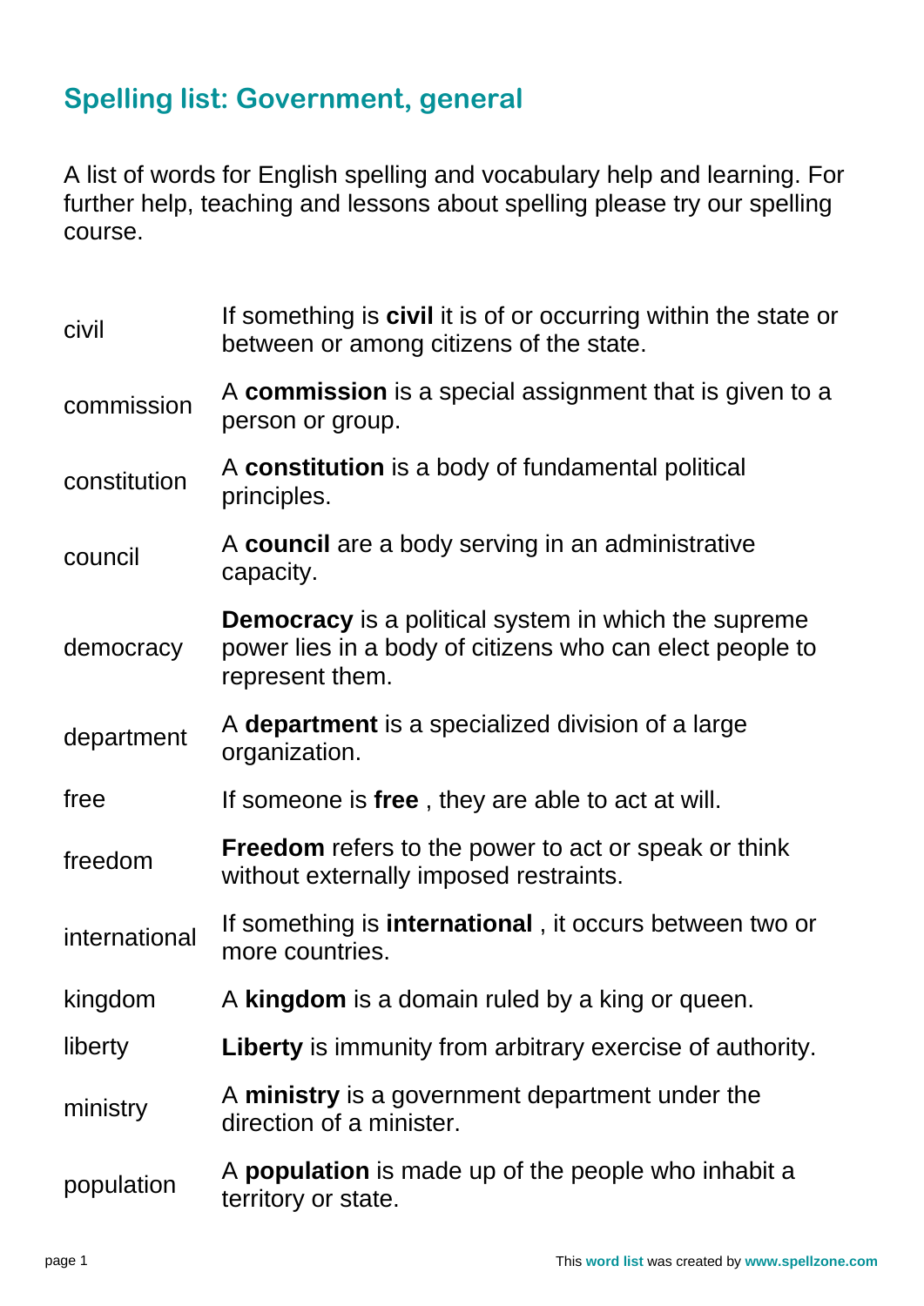## Spelling list: Government, general

A list of words for English spelling and vocabulary help and learning. For further help, teaching and lessons about spelling please try our spelling course.

| | |
|---|---|
| civil | If something is **civil** it is of or occurring within the state or between or among citizens of the state. |
| commission | A **commission** is a special assignment that is given to a person or group. |
| constitution | A **constitution** is a body of fundamental political principles. |
| council | A **council** are a body serving in an administrative capacity. |
| democracy | **Democracy** is a political system in which the supreme power lies in a body of citizens who can elect people to represent them. |
| department | A **department** is a specialized division of a large organization. |
| free | If someone is **free** , they are able to act at will. |
| freedom | **Freedom** refers to the power to act or speak or think without externally imposed restraints. |
| international | If something is **international** , it occurs between two or more countries. |
| kingdom | A **kingdom** is a domain ruled by a king or queen. |
| liberty | **Liberty** is immunity from arbitrary exercise of authority. |
| ministry | A **ministry** is a government department under the direction of a minister. |
| population | A **population** is made up of the people who inhabit a territory or state. |

This **word list** was created by **www.spellzone.com**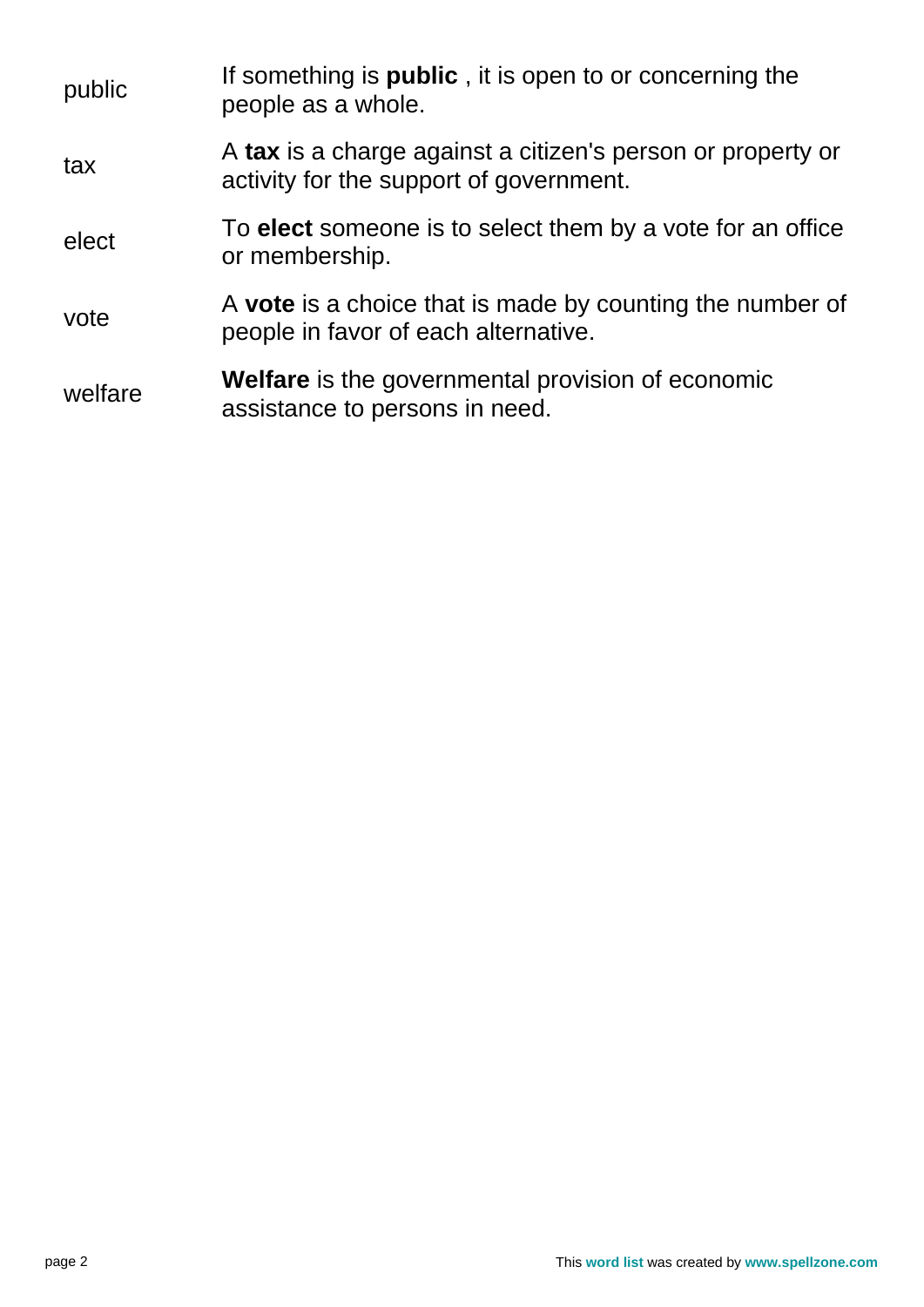| | |
|---|---|
| public | If something is **public** , it is open to or concerning the people as a whole. |
| tax | A **tax** is a charge against a citizen's person or property or activity for the support of government. |
| elect | To **elect** someone is to select them by a vote for an office or membership. |
| vote | A **vote** is a choice that is made by counting the number of people in favor of each alternative. |
| welfare | **Welfare** is the governmental provision of economic assistance to persons in need. |

This **word list** was created by **www.spellzone.com**